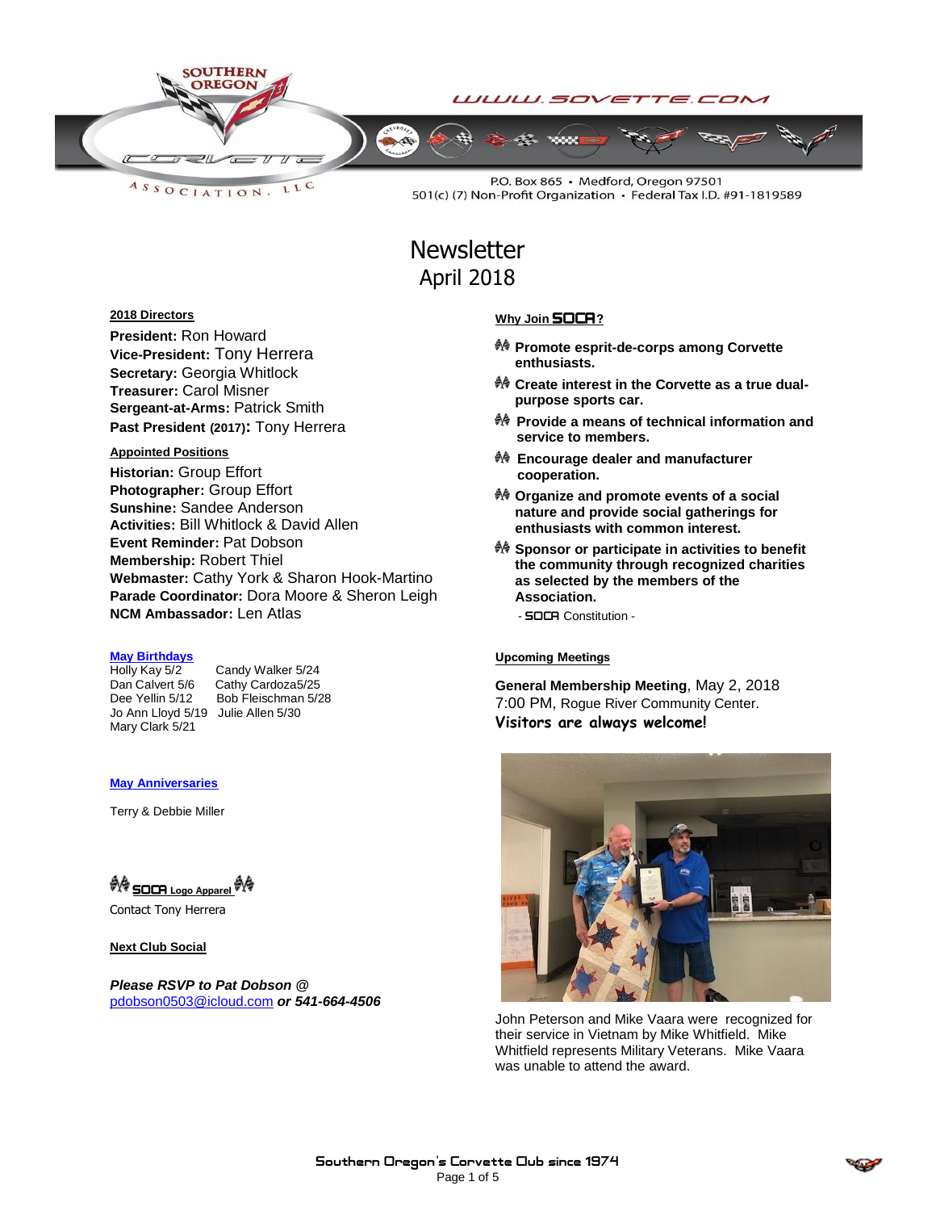WWW.SOVETTE.COM

P.O. Box 865 • Medford, Oregon 97501
501(c) (7) Non-Profit Organization • Federal Tax I.D. #91-1819589

# Newsletter
## April 2018

**2018 Directors**

**President:** Ron Howard
**Vice-President:** Tony Herrera
**Secretary:** Georgia Whitlock
**Treasurer:** Carol Misner
**Sergeant-at-Arms:** Patrick Smith
**Past President (2017):** Tony Herrera

**Appointed Positions**

**Historian:** Group Effort
**Photographer:** Group Effort
**Sunshine:** Sandee Anderson
**Activities:** Bill Whitlock & David Allen
**Event Reminder:** Pat Dobson
**Membership:** Robert Thiel
**Webmaster:** Cathy York & Sharon Hook-Martino
**Parade Coordinator:** Dora Moore & Sheron Leigh
**NCM Ambassador:** Len Atlas

**May Birthdays**

Holly Kay 5/2
Dan Calvert 5/6
Dee Yellin 5/12
Jo Ann Lloyd 5/19
Mary Clark 5/21
Candy Walker 5/24
Cathy Cardoza5/25
Bob Fleischman 5/28
Julie Allen 5/30

**May Anniversaries**

Terry & Debbie Miller

**SOCA Logo Apparel**

Contact Tony Herrera

**Next Club Social**

***Please RSVP to Pat Dobson @*** pdobson0503@icloud.com ***or 541-664-4506***

**Why Join SOCA?**

- **Promote esprit-de-corps among Corvette enthusiasts.**
- **Create interest in the Corvette as a true dual-purpose sports car.**
- **Provide a means of technical information and service to members.**
- **Encourage dealer and manufacturer cooperation.**
- **Organize and promote events of a social nature and provide social gatherings for enthusiasts with common interest.**
- **Sponsor or participate in activities to benefit the community through recognized charities as selected by the members of the Association.**

- SOCA Constitution -

**Upcoming Meetings**

**General Membership Meeting**, May 2, 2018
7:00 PM, Rogue River Community Center.
**Visitors are always welcome!**

John Peterson and Mike Vaara were recognized for their service in Vietnam by Mike Whitfield. Mike Whitfield represents Military Veterans. Mike Vaara was unable to attend the award.

Southern Oregon's Corvette Club since 1974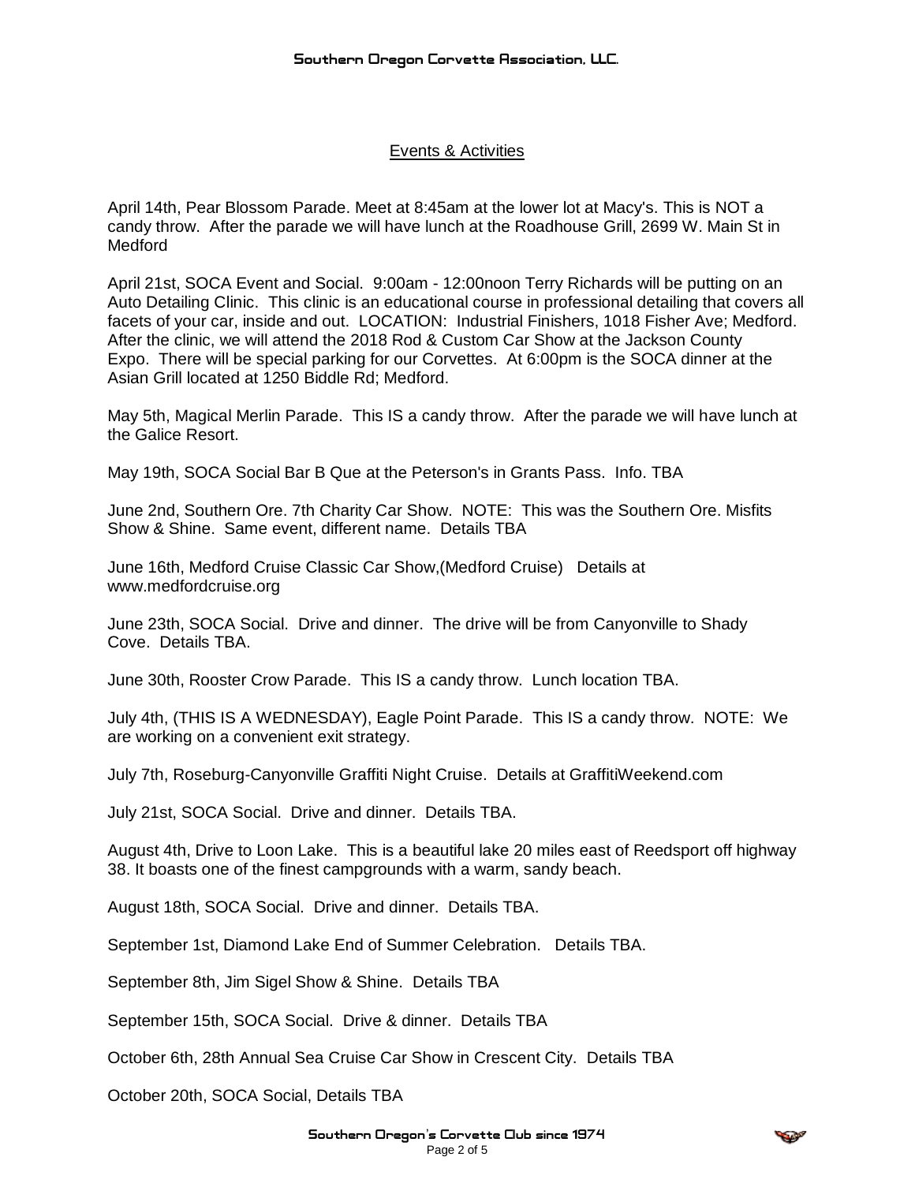## Events & Activities

April 14th, Pear Blossom Parade. Meet at 8:45am at the lower lot at Macy's. This is NOT a candy throw. After the parade we will have lunch at the Roadhouse Grill, 2699 W. Main St in Medford

April 21st, SOCA Event and Social. 9:00am - 12:00noon Terry Richards will be putting on an Auto Detailing Clinic. This clinic is an educational course in professional detailing that covers all facets of your car, inside and out. LOCATION: Industrial Finishers, 1018 Fisher Ave; Medford. After the clinic, we will attend the 2018 Rod & Custom Car Show at the Jackson County Expo. There will be special parking for our Corvettes. At 6:00pm is the SOCA dinner at the Asian Grill located at 1250 Biddle Rd; Medford.

May 5th, Magical Merlin Parade. This IS a candy throw. After the parade we will have lunch at the Galice Resort.

May 19th, SOCA Social Bar B Que at the Peterson's in Grants Pass. Info. TBA

June 2nd, Southern Ore. 7th Charity Car Show. NOTE: This was the Southern Ore. Misfits Show & Shine. Same event, different name. Details TBA

June 16th, Medford Cruise Classic Car Show,(Medford Cruise) Details at www.medfordcruise.org

June 23th, SOCA Social. Drive and dinner. The drive will be from Canyonville to Shady Cove. Details TBA.

June 30th, Rooster Crow Parade. This IS a candy throw. Lunch location TBA.

July 4th, (THIS IS A WEDNESDAY), Eagle Point Parade. This IS a candy throw. NOTE: We are working on a convenient exit strategy.

July 7th, Roseburg-Canyonville Graffiti Night Cruise. Details at GraffitiWeekend.com

July 21st, SOCA Social. Drive and dinner. Details TBA.

August 4th, Drive to Loon Lake. This is a beautiful lake 20 miles east of Reedsport off highway 38. It boasts one of the finest campgrounds with a warm, sandy beach.

August 18th, SOCA Social. Drive and dinner. Details TBA.

September 1st, Diamond Lake End of Summer Celebration. Details TBA.

September 8th, Jim Sigel Show & Shine. Details TBA

September 15th, SOCA Social. Drive & dinner. Details TBA

October 6th, 28th Annual Sea Cruise Car Show in Crescent City. Details TBA

October 20th, SOCA Social, Details TBA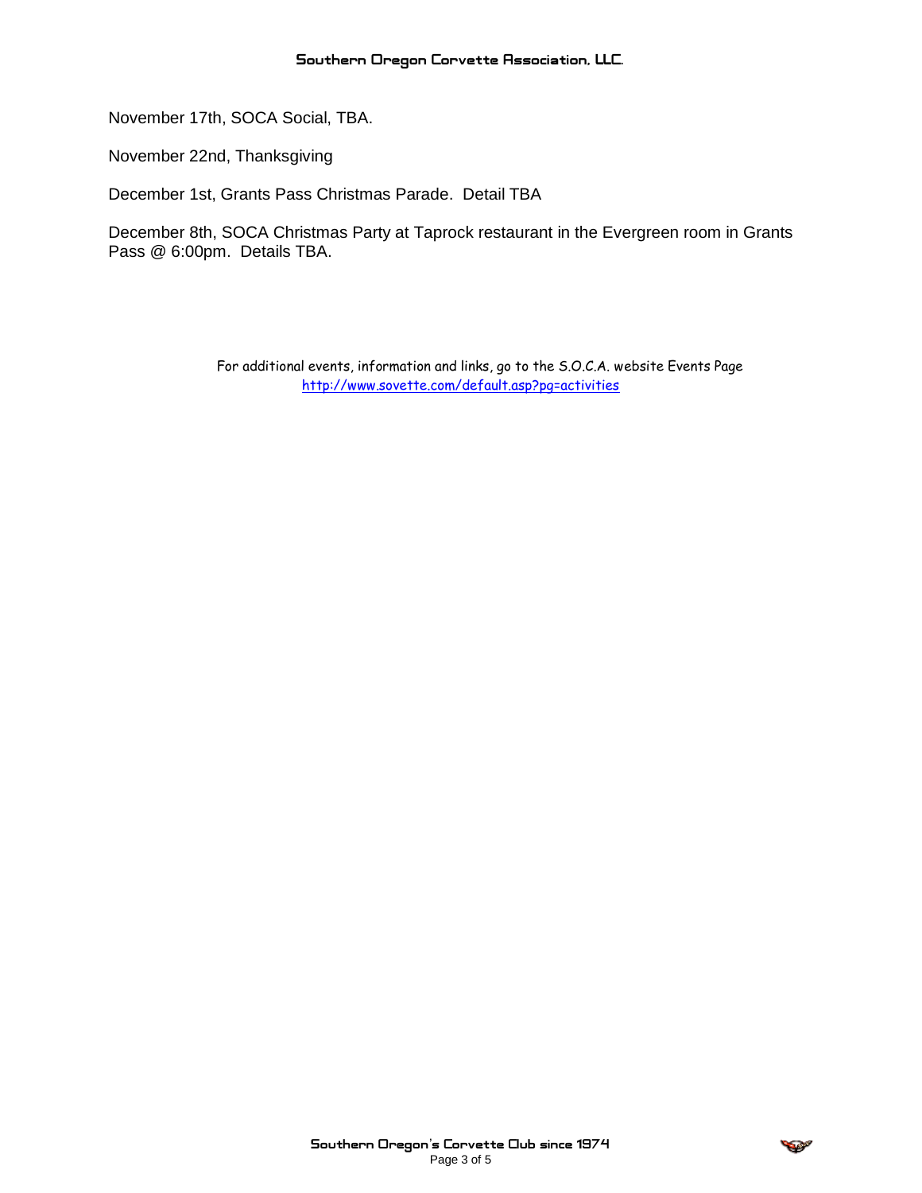November 17th, SOCA Social, TBA.

November 22nd, Thanksgiving

December 1st, Grants Pass Christmas Parade. Detail TBA

December 8th, SOCA Christmas Party at Taprock restaurant in the Evergreen room in Grants Pass @ 6:00pm. Details TBA.

For additional events, information and links, go to the S.O.C.A. website Events Page
http://www.sovette.com/default.asp?pg=activities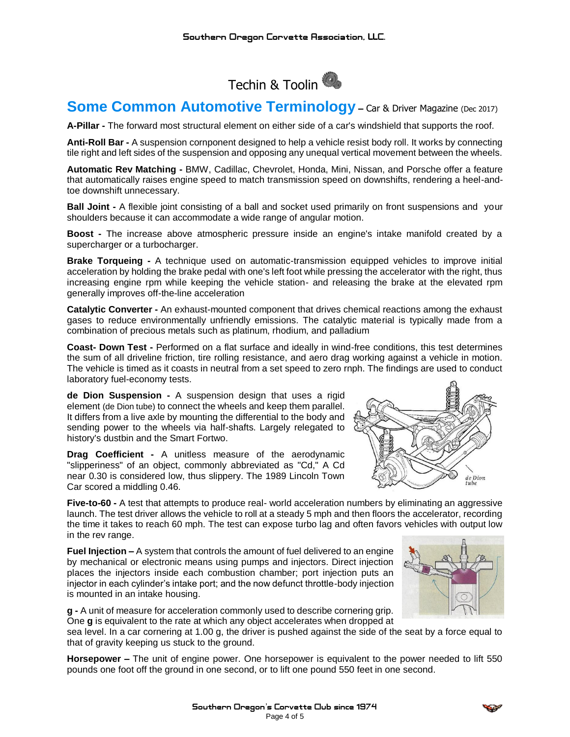# Techin & Toolin

## Some Common Automotive Terminology – Car & Driver Magazine (Dec 2017)

**A-Pillar -** The forward most structural element on either side of a car's windshield that supports the roof.

**Anti-Roll Bar -** A suspension cornponent designed to help a vehicle resist body roll. It works by connecting tile right and left sides of the suspension and opposing any unequal vertical movement between the wheels.

**Automatic Rev Matching -** BMW, Cadillac, Chevrolet, Honda, Mini, Nissan, and Porsche offer a feature that automatically raises engine speed to match transmission speed on downshifts, rendering a heel-and-toe downshift unnecessary.

**Ball Joint -** A flexible joint consisting of a ball and socket used primarily on front suspensions and your shoulders because it can accommodate a wide range of angular motion.

**Boost -** The increase above atmospheric pressure inside an engine's intake manifold created by a supercharger or a turbocharger.

**Brake Torqueing -** A technique used on automatic-transmission equipped vehicles to improve initial acceleration by holding the brake pedal with one's left foot while pressing the accelerator with the right, thus increasing engine rpm while keeping the vehicle station- and releasing the brake at the elevated rpm generally improves off-the-line acceleration

**Catalytic Converter -** An exhaust-mounted component that drives chemical reactions among the exhaust gases to reduce environmentally unfriendly emissions. The catalytic material is typically made from a combination of precious metals such as platinum, rhodium, and palladium

**Coast- Down Test -** Performed on a flat surface and ideally in wind-free conditions, this test determines the sum of all driveline friction, tire rolling resistance, and aero drag working against a vehicle in motion. The vehicle is timed as it coasts in neutral from a set speed to zero rnph. The findings are used to conduct laboratory fuel-economy tests.

**de Dion Suspension -** A suspension design that uses a rigid element (de Dion tube) to connect the wheels and keep them parallel. It differs from a live axle by mounting the differential to the body and sending power to the wheels via half-shafts. Largely relegated to history's dustbin and the Smart Fortwo.

**Drag Coefficient -** A unitless measure of the aerodynamic "slipperiness" of an object, commonly abbreviated as "Cd," A Cd near 0.30 is considered low, thus slippery. The 1989 Lincoln Town Car scored a middling 0.46.

**Five-to-60 -** A test that attempts to produce real- world acceleration numbers by eliminating an aggressive launch. The test driver allows the vehicle to roll at a steady 5 mph and then floors the accelerator, recording the time it takes to reach 60 mph. The test can expose turbo lag and often favors vehicles with output low in the rev range.

**Fuel Injection –** A system that controls the amount of fuel delivered to an engine by mechanical or electronic means using pumps and injectors. Direct injection places the injectors inside each combustion chamber; port injection puts an injector in each cylinder's intake port; and the now defunct throttle-body injection is mounted in an intake housing.

**g -** A unit of measure for acceleration commonly used to describe cornering grip. One **g** is equivalent to the rate at which any object accelerates when dropped at sea level. In a car cornering at 1.00 g, the driver is pushed against the side of the seat by a force equal to that of gravity keeping us stuck to the ground.

**Horsepower –** The unit of engine power. One horsepower is equivalent to the power needed to lift 550 pounds one foot off the ground in one second, or to lift one pound 550 feet in one second.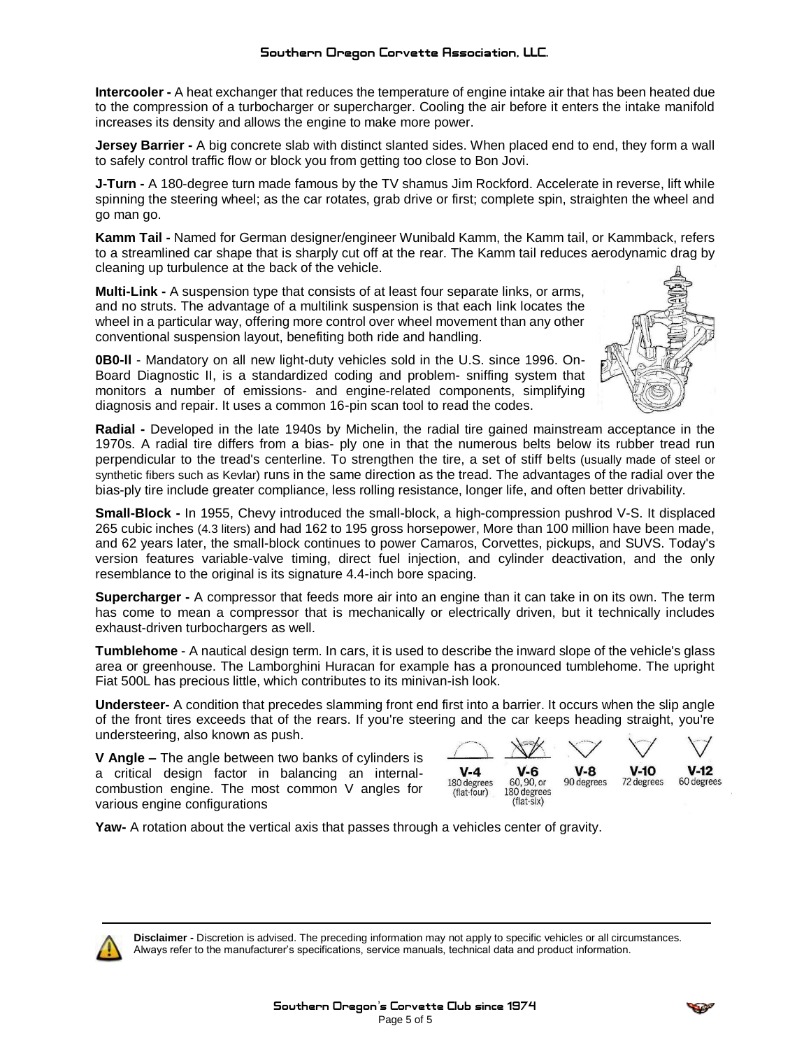**Intercooler -** A heat exchanger that reduces the temperature of engine intake air that has been heated due to the compression of a turbocharger or supercharger. Cooling the air before it enters the intake manifold increases its density and allows the engine to make more power.

**Jersey Barrier -** A big concrete slab with distinct slanted sides. When placed end to end, they form a wall to safely control traffic flow or block you from getting too close to Bon Jovi.

**J-Turn -** A 180-degree turn made famous by the TV shamus Jim Rockford. Accelerate in reverse, lift while spinning the steering wheel; as the car rotates, grab drive or first; complete spin, straighten the wheel and go man go.

**Kamm Tail -** Named for German designer/engineer Wunibald Kamm, the Kamm tail, or Kammback, refers to a streamlined car shape that is sharply cut off at the rear. The Kamm tail reduces aerodynamic drag by cleaning up turbulence at the back of the vehicle.

**Multi-Link -** A suspension type that consists of at least four separate links, or arms, and no struts. The advantage of a multilink suspension is that each link locates the wheel in a particular way, offering more control over wheel movement than any other conventional suspension layout, benefiting both ride and handling.

**0B0-ll** - Mandatory on all new light-duty vehicles sold in the U.S. since 1996. On-Board Diagnostic II, is a standardized coding and problem- sniffing system that monitors a number of emissions- and engine-related components, simplifying diagnosis and repair. It uses a common 16-pin scan tool to read the codes.

**Radial -** Developed in the late 1940s by Michelin, the radial tire gained mainstream acceptance in the 1970s. A radial tire differs from a bias- ply one in that the numerous belts below its rubber tread run perpendicular to the tread's centerline. To strengthen the tire, a set of stiff belts (usually made of steel or synthetic fibers such as Kevlar) runs in the same direction as the tread. The advantages of the radial over the bias-ply tire include greater compliance, less rolling resistance, longer life, and often better drivability.

**Small-Block -** In 1955, Chevy introduced the small-block, a high-compression pushrod V-S. It displaced 265 cubic inches (4.3 liters) and had 162 to 195 gross horsepower, More than 100 million have been made, and 62 years later, the small-block continues to power Camaros, Corvettes, pickups, and SUVS. Today's version features variable-valve timing, direct fuel injection, and cylinder deactivation, and the only resemblance to the original is its signature 4.4-inch bore spacing.

**Supercharger -** A compressor that feeds more air into an engine than it can take in on its own. The term has come to mean a compressor that is mechanically or electrically driven, but it technically includes exhaust-driven turbochargers as well.

**Tumblehome** - A nautical design term. In cars, it is used to describe the inward slope of the vehicle's glass area or greenhouse. The Lamborghini Huracan for example has a pronounced tumblehome. The upright Fiat 500L has precious little, which contributes to its minivan-ish look.

**Understeer-** A condition that precedes slamming front end first into a barrier. It occurs when the slip angle of the front tires exceeds that of the rears. If you're steering and the car keeps heading straight, you're understeering, also known as push.

**V Angle –** The angle between two banks of cylinders is a critical design factor in balancing an internal-combustion engine. The most common V angles for various engine configurations

V-4
180 degrees (flat-four)
V-6
60, 90, or 180 degrees (flat-six)
V-8
90 degrees
V-10
72 degrees
V-12
60 degrees

**Yaw-** A rotation about the vertical axis that passes through a vehicles center of gravity.

---

**Disclaimer -** Discretion is advised. The preceding information may not apply to specific vehicles or all circumstances. Always refer to the manufacturer's specifications, service manuals, technical data and product information.